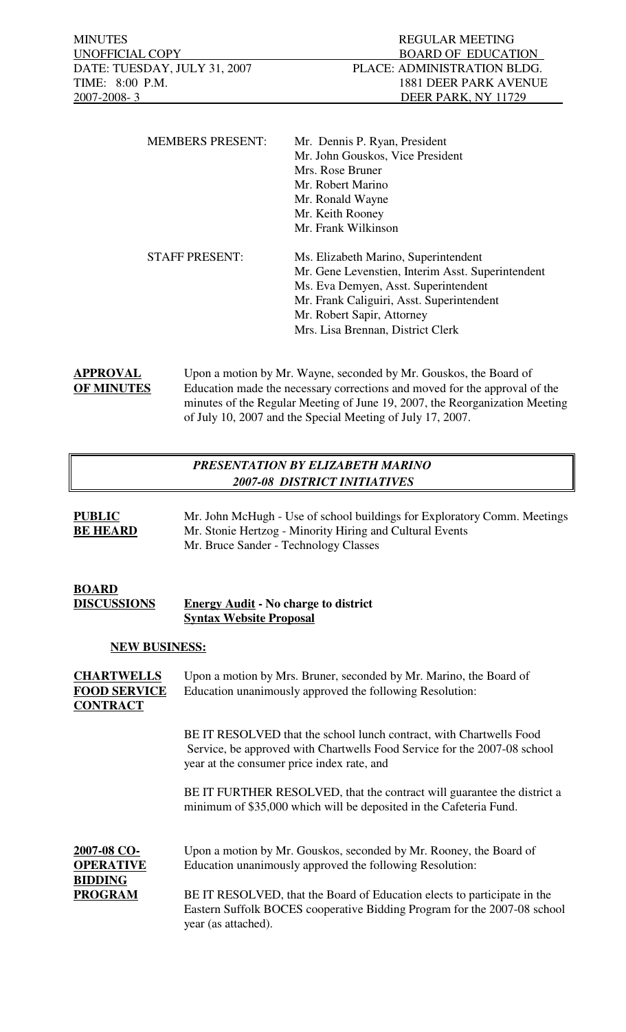| MINUTES | REGULAR MEETING |
|---|---|
| UNOFFICIAL COPY | BOARD OF EDUCATION |
| DATE: TUESDAY, JULY 31, 2007 | PLACE: ADMINISTRATION BLDG. |
| TIME: 8:00 P.M. | 1881 DEER PARK AVENUE |
| 2007-2008- 3 | DEER PARK, NY 11729 |

MEMBERS PRESENT:
- Mr. Dennis P. Ryan, President
- Mr. John Gouskos, Vice President
- Mrs. Rose Bruner
- Mr. Robert Marino
- Mr. Ronald Wayne
- Mr. Keith Rooney
- Mr. Frank Wilkinson

STAFF PRESENT:
- Ms. Elizabeth Marino, Superintendent
- Mr. Gene Levenstien, Interim Asst. Superintendent
- Ms. Eva Demyen, Asst. Superintendent
- Mr. Frank Caliguiri, Asst. Superintendent
- Mr. Robert Sapir, Attorney
- Mrs. Lisa Brennan, District Clerk

**APPROVAL OF MINUTES**

Upon a motion by Mr. Wayne, seconded by Mr. Gouskos, the Board of Education made the necessary corrections and moved for the approval of the minutes of the Regular Meeting of June 19, 2007, the Reorganization Meeting of July 10, 2007 and the Special Meeting of July 17, 2007.

***PRESENTATION BY ELIZABETH MARINO***
***2007-08 DISTRICT INITIATIVES***

**PUBLIC BE HEARD**

Mr. John McHugh - Use of school buildings for Exploratory Comm. Meetings
Mr. Stonie Hertzog - Minority Hiring and Cultural Events
Mr. Bruce Sander - Technology Classes

**BOARD DISCUSSIONS**

**Energy Audit - No charge to district**
**Syntax Website Proposal**

**NEW BUSINESS:**

**CHARTWELLS FOOD SERVICE CONTRACT**

Upon a motion by Mrs. Bruner, seconded by Mr. Marino, the Board of Education unanimously approved the following Resolution:

BE IT RESOLVED that the school lunch contract, with Chartwells Food Service, be approved with Chartwells Food Service for the 2007-08 school year at the consumer price index rate, and

BE IT FURTHER RESOLVED, that the contract will guarantee the district a minimum of $35,000 which will be deposited in the Cafeteria Fund.

**2007-08 CO-OPERATIVE BIDDING PROGRAM**

Upon a motion by Mr. Gouskos, seconded by Mr. Rooney, the Board of Education unanimously approved the following Resolution:

BE IT RESOLVED, that the Board of Education elects to participate in the Eastern Suffolk BOCES cooperative Bidding Program for the 2007-08 school year (as attached).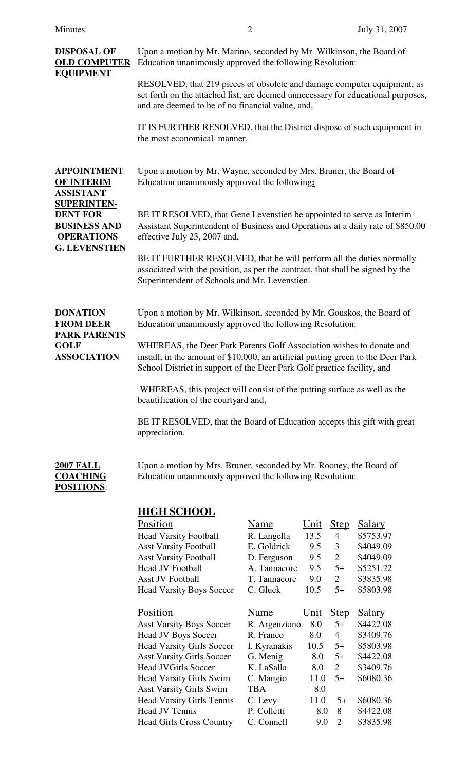**DISPOSAL OF OLD COMPUTER EQUIPMENT**

Upon a motion by Mr. Marino, seconded by Mr. Wilkinson, the Board of Education unanimously approved the following Resolution:

RESOLVED, that 219 pieces of obsolete and damage computer equipment, as set forth on the attached list, are deemed unnecessary for educational purposes, and are deemed to be of no financial value, and,

IT IS FURTHER RESOLVED, that the District dispose of such equipment in the most economical manner.

**APPOINTMENT OF INTERIM ASSISTANT SUPERINTENDENT FOR BUSINESS AND OPERATIONS G. LEVENSTIEN**

Upon a motion by Mr. Wayne, seconded by Mrs. Bruner, the Board of Education unanimously approved the following**:**

BE IT RESOLVED, that Gene Levenstien be appointed to serve as Interim Assistant Superintendent of Business and Operations at a daily rate of $850.00 effective July 23, 2007 and,

BE IT FURTHER RESOLVED, that he will perform all the duties normally associated with the position, as per the contract, that shall be signed by the Superintendent of Schools and Mr. Levenstien.

**DONATION FROM DEER PARK PARENTS GOLF ASSOCIATION**

Upon a motion by Mr. Wilkinson, seconded by Mr. Gouskos, the Board of Education unanimously approved the following Resolution:

WHEREAS, the Deer Park Parents Golf Association wishes to donate and install, in the amount of $10,000, an artificial putting green to the Deer Park School District in support of the Deer Park Golf practice facility, and

WHEREAS, this project will consist of the putting surface as well as the beautification of the courtyard and,

BE IT RESOLVED, that the Board of Education accepts this gift with great appreciation.

**2007 FALL COACHING POSITIONS**:

Upon a motion by Mrs. Bruner, seconded by Mr. Rooney, the Board of Education unanimously approved the following Resolution:

## HIGH SCHOOL

| Position | Name | Unit | Step | Salary |
|---|---|---|---|---|
| Head Varsity Football | R. Langella | 13.5 | 4 | $5753.97 |
| Asst Varsity Football | E. Goldrick | 9.5 | 3 | $4049.09 |
| Asst Varsity Football | D. Ferguson | 9.5 | 2 | $4049.09 |
| Head JV Football | A. Tannacore | 9.5 | 5+ | $5251.22 |
| Asst JV Football | T. Tannacore | 9.0 | 2 | $3835.98 |
| Head Varsity Boys Soccer | C. Gluck | 10.5 | 5+ | $5803.98 |

| Position | Name | Unit | Step | Salary |
|---|---|---|---|---|
| Asst Varsity Boys Soccer | R. Argenziano | 8.0 | 5+ | $4422.08 |
| Head JV Boys Soccer | R. Franco | 8.0 | 4 | $3409.76 |
| Head Varsity Girls Soccer | I. Kyranakis | 10.5 | 5+ | $5803.98 |
| Asst Varsity Girls Soccer | G. Menig | 8.0 | 5+ | $4422.08 |
| Head JVGirls Soccer | K. LaSalla | 8.0 | 2 | $3409.76 |
| Head Varsity Girls Swim | C. Mangio | 11.0 | 5+ | $6080.36 |
| Asst Varsity Girls Swim | TBA | 8.0 | | |
| Head Varsity Girls Tennis | C. Levy | 11.0 | 5+ | $6080.36 |
| Head JV Tennis | P. Colletti | 8.0 | 8 | $4422.08 |
| Head Girls Cross Country | C. Connell | 9.0 | 2 | $3835.98 |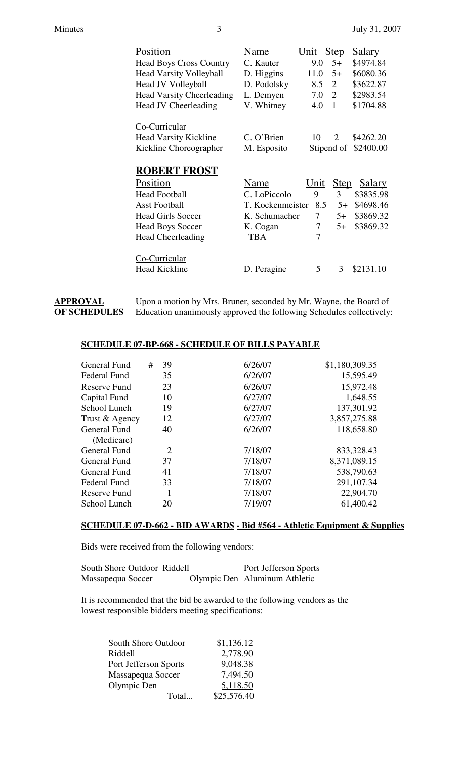| Position | Name | Unit | Step | Salary |
|---|---|---|---|---|
| Head Boys Cross Country | C. Kauter | 9.0 | 5+ | $4974.84 |
| Head Varsity Volleyball | D. Higgins | 11.0 | 5+ | $6080.36 |
| Head JV Volleyball | D. Podolsky | 8.5 | 2 | $3622.87 |
| Head Varsity Cheerleading | L. Demyen | 7.0 | 2 | $2983.54 |
| Head JV Cheerleading | V. Whitney | 4.0 | 1 | $1704.88 |
| Co-Curricular | | | | |
| Head Varsity Kickline | C. O'Brien | 10 | 2 | $4262.20 |
| Kickline Choreographer | M. Esposito | Stipend of | | $2400.00 |

**ROBERT FROST**

| Position | Name | Unit | Step | Salary |
|---|---|---|---|---|
| Head Football | C. LoPiccolo | 9 | 3 | $3835.98 |
| Asst Football | T. Kockenmeister | 8.5 | 5+ | $4698.46 |
| Head Girls Soccer | K. Schumacher | 7 | 5+ | $3869.32 |
| Head Boys Soccer | K. Cogan | 7 | 5+ | $3869.32 |
| Head Cheerleading | TBA | 7 | | |
| Co-Curricular | | | | |
| Head Kickline | D. Peragine | 5 | 3 | $2131.10 |

**APPROVAL OF SCHEDULES** Upon a motion by Mrs. Bruner, seconded by Mr. Wayne, the Board of Education unanimously approved the following Schedules collectively:

**SCHEDULE 07-BP-668 - SCHEDULE OF BILLS PAYABLE**

| Fund | # | Date | Amount |
|---|---|---|---|
| General Fund | 39 | 6/26/07 | $1,180,309.35 |
| Federal Fund | 35 | 6/26/07 | 15,595.49 |
| Reserve Fund | 23 | 6/26/07 | 15,972.48 |
| Capital Fund | 10 | 6/27/07 | 1,648.55 |
| School Lunch | 19 | 6/27/07 | 137,301.92 |
| Trust & Agency | 12 | 6/27/07 | 3,857,275.88 |
| General Fund (Medicare) | 40 | 6/26/07 | 118,658.80 |
| General Fund | 2 | 7/18/07 | 833,328.43 |
| General Fund | 37 | 7/18/07 | 8,371,089.15 |
| General Fund | 41 | 7/18/07 | 538,790.63 |
| Federal Fund | 33 | 7/18/07 | 291,107.34 |
| Reserve Fund | 1 | 7/18/07 | 22,904.70 |
| School Lunch | 20 | 7/19/07 | 61,400.42 |

**SCHEDULE 07-D-662 - BID AWARDS - Bid #564 - Athletic Equipment & Supplies**

Bids were received from the following vendors:

South Shore Outdoor, Riddell, Port Jefferson Sports
Massapequa Soccer, Olympic Den, Aluminum Athletic

It is recommended that the bid be awarded to the following vendors as the lowest responsible bidders meeting specifications:

| Vendor | Amount |
|---|---|
| South Shore Outdoor | $1,136.12 |
| Riddell | 2,778.90 |
| Port Jefferson Sports | 9,048.38 |
| Massapequa Soccer | 7,494.50 |
| Olympic Den | 5,118.50 |
| Total... | $25,576.40 |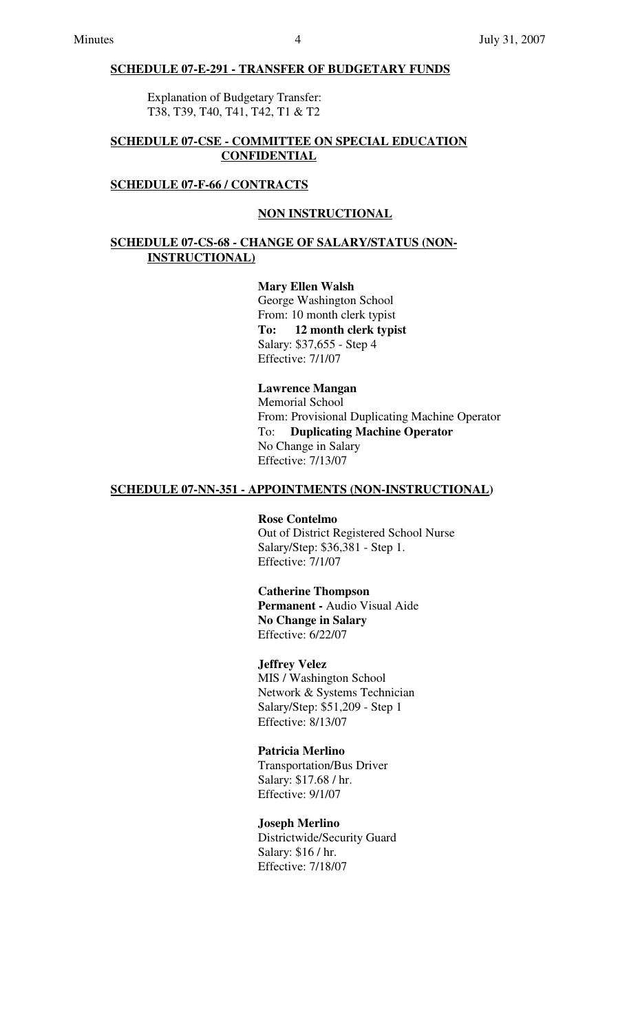**SCHEDULE 07-E-291 - TRANSFER OF BUDGETARY FUNDS**

Explanation of Budgetary Transfer:
T38, T39, T40, T41, T42, T1 & T2

**SCHEDULE 07-CSE - COMMITTEE ON SPECIAL EDUCATION CONFIDENTIAL**

**SCHEDULE 07-F-66 / CONTRACTS**

**NON INSTRUCTIONAL**

**SCHEDULE 07-CS-68 - CHANGE OF SALARY/STATUS (NON-INSTRUCTIONAL)**

**Mary Ellen Walsh**
George Washington School
From: 10 month clerk typist
**To: 12 month clerk typist**
Salary: $37,655 - Step 4
Effective: 7/1/07

**Lawrence Mangan**
Memorial School
From: Provisional Duplicating Machine Operator
To: **Duplicating Machine Operator**
No Change in Salary
Effective: 7/13/07

**SCHEDULE 07-NN-351 - APPOINTMENTS (NON-INSTRUCTIONAL)**

**Rose Contelmo**
Out of District Registered School Nurse
Salary/Step: $36,381 - Step 1.
Effective: 7/1/07

**Catherine Thompson**
**Permanent -** Audio Visual Aide
**No Change in Salary**
Effective: 6/22/07

**Jeffrey Velez**
MIS / Washington School
Network & Systems Technician
Salary/Step: $51,209 - Step 1
Effective: 8/13/07

**Patricia Merlino**
Transportation/Bus Driver
Salary: $17.68 / hr.
Effective: 9/1/07

**Joseph Merlino**
Districtwide/Security Guard
Salary: $16 / hr.
Effective: 7/18/07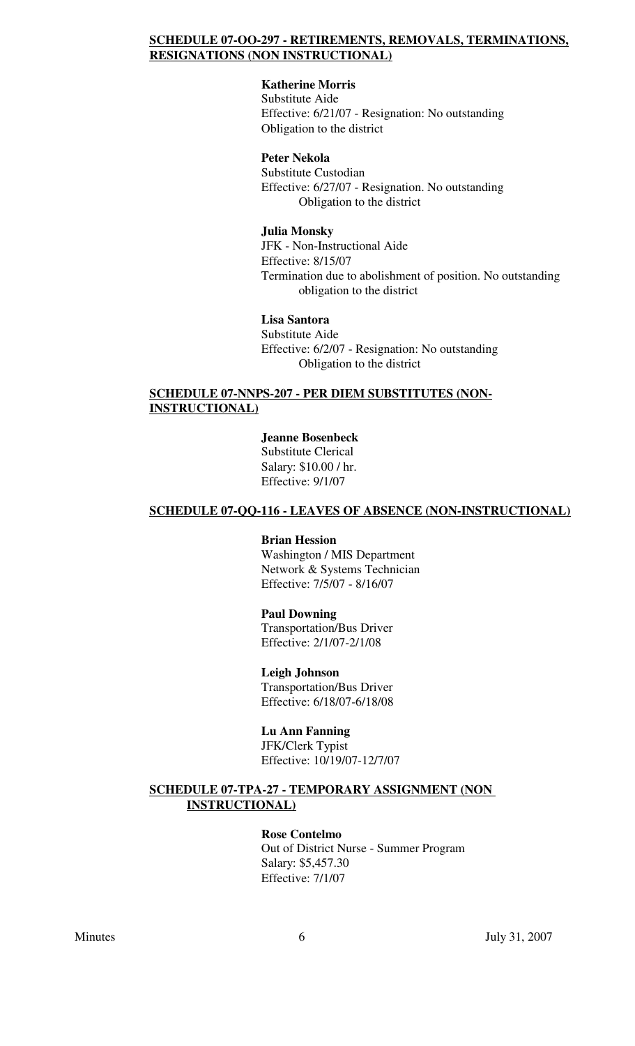**SCHEDULE 07-OO-297 - RETIREMENTS, REMOVALS, TERMINATIONS, RESIGNATIONS (NON INSTRUCTIONAL)**

**Katherine Morris**
Substitute Aide
Effective: 6/21/07 - Resignation: No outstanding Obligation to the district

**Peter Nekola**
Substitute Custodian
Effective: 6/27/07 - Resignation. No outstanding Obligation to the district

**Julia Monsky**
JFK - Non-Instructional Aide
Effective: 8/15/07
Termination due to abolishment of position. No outstanding obligation to the district

**Lisa Santora**
Substitute Aide
Effective: 6/2/07 - Resignation: No outstanding Obligation to the district

**SCHEDULE 07-NNPS-207 - PER DIEM SUBSTITUTES (NON-INSTRUCTIONAL)**

**Jeanne Bosenbeck**
Substitute Clerical
Salary: $10.00 / hr.
Effective: 9/1/07

**SCHEDULE 07-QQ-116 - LEAVES OF ABSENCE (NON-INSTRUCTIONAL)**

**Brian Hession**
Washington / MIS Department
Network & Systems Technician
Effective: 7/5/07 - 8/16/07

**Paul Downing**
Transportation/Bus Driver
Effective: 2/1/07-2/1/08

**Leigh Johnson**
Transportation/Bus Driver
Effective: 6/18/07-6/18/08

**Lu Ann Fanning**
JFK/Clerk Typist
Effective: 10/19/07-12/7/07

**SCHEDULE 07-TPA-27 - TEMPORARY ASSIGNMENT (NON INSTRUCTIONAL)**

**Rose Contelmo**
Out of District Nurse - Summer Program
Salary: $5,457.30
Effective: 7/1/07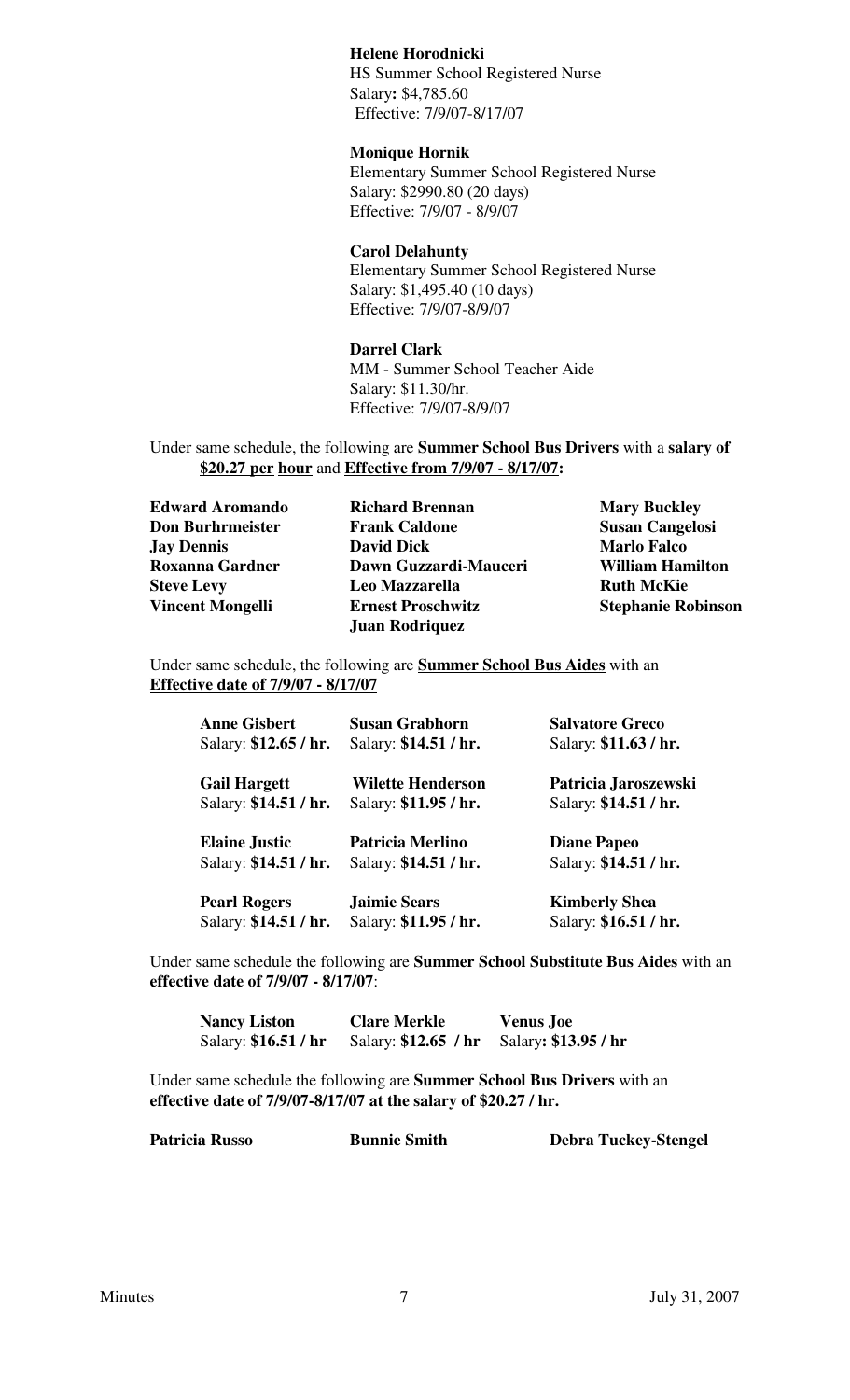**Helene Horodnicki**
HS Summer School Registered Nurse
Salary**:** $4,785.60
Effective: 7/9/07-8/17/07

**Monique Hornik**
Elementary Summer School Registered Nurse
Salary: $2990.80 (20 days)
Effective: 7/9/07 - 8/9/07

**Carol Delahunty**
Elementary Summer School Registered Nurse
Salary: $1,495.40 (10 days)
Effective: 7/9/07-8/9/07

**Darrel Clark**
MM - Summer School Teacher Aide
Salary: $11.30/hr.
Effective: 7/9/07-8/9/07

Under same schedule, the following are **<u>Summer School Bus Drivers</u>** with a **salary of <u>$20.27 per hour</u>** and **<u>Effective from 7/9/07 - 8/17/07</u>:**

| | | |
|---|---|---|
| **Edward Aromando** | **Richard Brennan** | **Mary Buckley** |
| **Don Burhrmeister** | **Frank Caldone** | **Susan Cangelosi** |
| **Jay Dennis** | **David Dick** | **Marlo Falco** |
| **Roxanna Gardner** | **Dawn Guzzardi-Mauceri** | **William Hamilton** |
| **Steve Levy** | **Leo Mazzarella** | **Ruth McKie** |
| **Vincent Mongelli** | **Ernest Proschwitz** | **Stephanie Robinson** |
| | **Juan Rodriquez** | |

Under same schedule, the following are **<u>Summer School Bus Aides</u>** with an **<u>Effective date of 7/9/07 - 8/17/07</u>**

| | | |
|---|---|---|
| **Anne Gisbert**<br>Salary: **$12.65 / hr.** | **Susan Grabhorn**<br>Salary: **$14.51 / hr.** | **Salvatore Greco**<br>Salary: **$11.63 / hr.** |
| **Gail Hargett**<br>Salary: **$14.51 / hr.** | **Wilette Henderson**<br>Salary: **$11.95 / hr.** | **Patricia Jaroszewski**<br>Salary: **$14.51 / hr.** |
| **Elaine Justic**<br>Salary: **$14.51 / hr.** | **Patricia Merlino**<br>Salary: **$14.51 / hr.** | **Diane Papeo**<br>Salary: **$14.51 / hr.** |
| **Pearl Rogers**<br>Salary: **$14.51 / hr.** | **Jaimie Sears**<br>Salary: **$11.95 / hr.** | **Kimberly Shea**<br>Salary: **$16.51 / hr.** |

Under same schedule the following are **Summer School Substitute Bus Aides** with an **effective date of 7/9/07 - 8/17/07**:

| | | |
|---|---|---|
| **Nancy Liston**<br>Salary: **$16.51 / hr** | **Clare Merkle**<br>Salary: **$12.65 / hr** | **Venus Joe**<br>Salary**: $13.95 / hr** |

Under same schedule the following are **Summer School Bus Drivers** with an **effective date of 7/9/07-8/17/07 at the salary of $20.27 / hr.**

| | | |
|---|---|---|
| **Patricia Russo** | **Bunnie Smith** | **Debra Tuckey-Stengel** |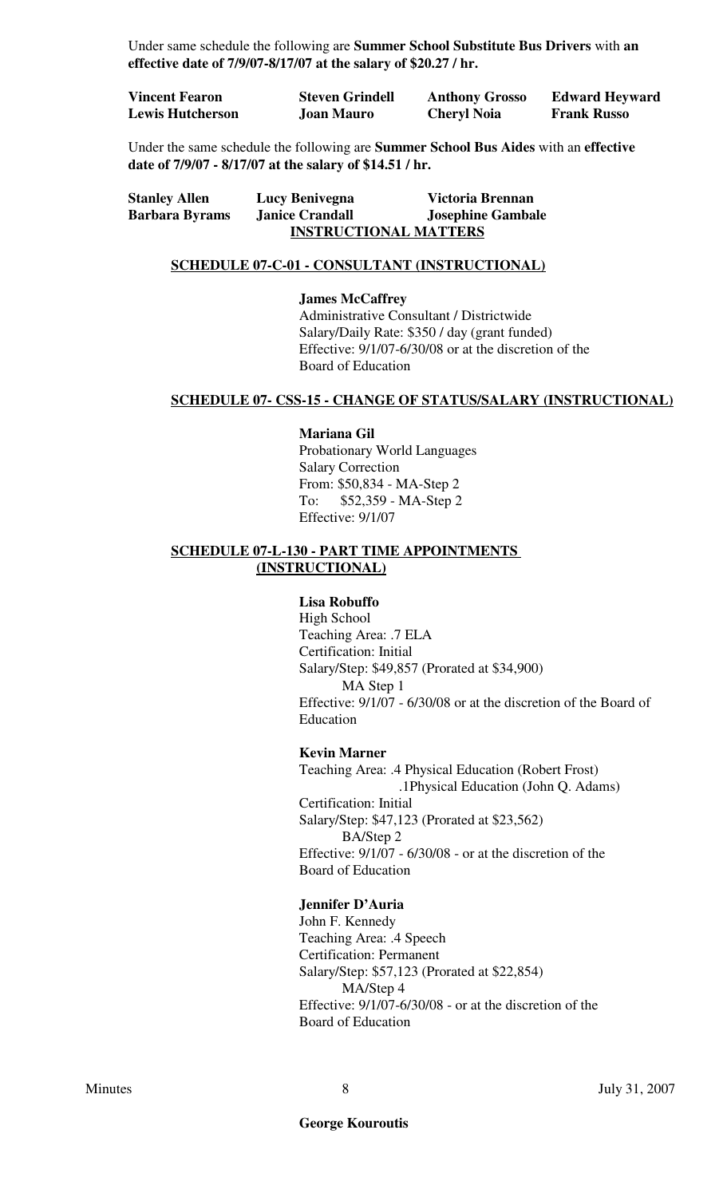Under same schedule the following are **Summer School Substitute Bus Drivers** with **an effective date of 7/9/07-8/17/07 at the salary of $20.27 / hr.**

| | | | |
|---|---|---|---|
| **Vincent Fearon** | **Steven Grindell** | **Anthony Grosso** | **Edward Heyward** |
| **Lewis Hutcherson** | **Joan Mauro** | **Cheryl Noia** | **Frank Russo** |

Under the same schedule the following are **Summer School Bus Aides** with an **effective date of 7/9/07 - 8/17/07 at the salary of $14.51 / hr.**

| | | |
|---|---|---|
| **Stanley Allen** | **Lucy Benivegna** | **Victoria Brennan** |
| **Barbara Byrams** | **Janice Crandall** | **Josephine Gambale** |

## INSTRUCTIONAL MATTERS

### SCHEDULE 07-C-01 - CONSULTANT (INSTRUCTIONAL)

**James McCaffrey**
Administrative Consultant / Districtwide
Salary/Daily Rate: $350 / day (grant funded)
Effective: 9/1/07-6/30/08 or at the discretion of the Board of Education

### SCHEDULE 07- CSS-15 - CHANGE OF STATUS/SALARY (INSTRUCTIONAL)

**Mariana Gil**
Probationary World Languages
Salary Correction
From: $50,834 - MA-Step 2
To: $52,359 - MA-Step 2
Effective: 9/1/07

### SCHEDULE 07-L-130 - PART TIME APPOINTMENTS (INSTRUCTIONAL)

**Lisa Robuffo**
High School
Teaching Area: .7 ELA
Certification: Initial
Salary/Step: $49,857 (Prorated at $34,900)
MA Step 1
Effective: 9/1/07 - 6/30/08 or at the discretion of the Board of Education

**Kevin Marner**
Teaching Area: .4 Physical Education (Robert Frost)
.1Physical Education (John Q. Adams)
Certification: Initial
Salary/Step: $47,123 (Prorated at $23,562)
BA/Step 2
Effective: 9/1/07 - 6/30/08 - or at the discretion of the Board of Education

**Jennifer D'Auria**
John F. Kennedy
Teaching Area: .4 Speech
Certification: Permanent
Salary/Step: $57,123 (Prorated at $22,854)
MA/Step 4
Effective: 9/1/07-6/30/08 - or at the discretion of the Board of Education

**George Kouroutis**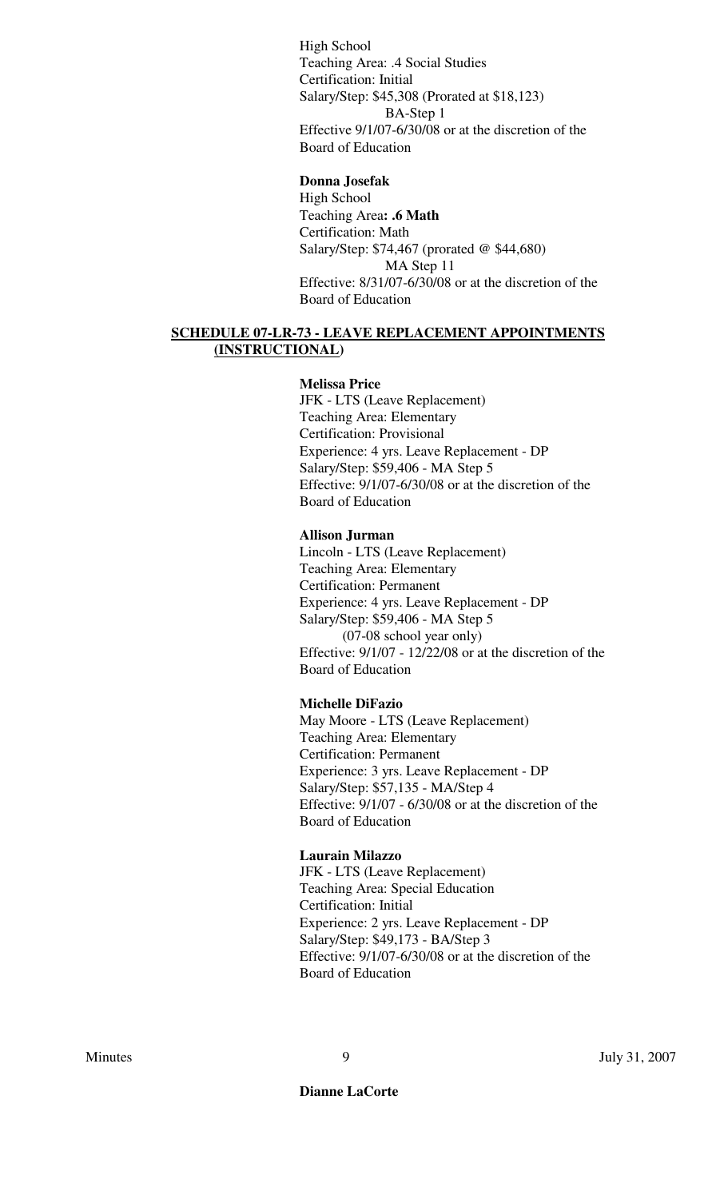High School
Teaching Area: .4 Social Studies
Certification: Initial
Salary/Step: $45,308 (Prorated at $18,123)
BA-Step 1
Effective 9/1/07-6/30/08 or at the discretion of the Board of Education

**Donna Josefak**
High School
Teaching Area**: .6 Math**
Certification: Math
Salary/Step: $74,467 (prorated @ $44,680)
MA Step 11
Effective: 8/31/07-6/30/08 or at the discretion of the Board of Education

**SCHEDULE 07-LR-73 - LEAVE REPLACEMENT APPOINTMENTS (INSTRUCTIONAL)**

**Melissa Price**
JFK - LTS (Leave Replacement)
Teaching Area: Elementary
Certification: Provisional
Experience: 4 yrs. Leave Replacement - DP
Salary/Step: $59,406 - MA Step 5
Effective: 9/1/07-6/30/08 or at the discretion of the Board of Education

**Allison Jurman**
Lincoln - LTS (Leave Replacement)
Teaching Area: Elementary
Certification: Permanent
Experience: 4 yrs. Leave Replacement - DP
Salary/Step: $59,406 - MA Step 5
(07-08 school year only)
Effective: 9/1/07 - 12/22/08 or at the discretion of the Board of Education

**Michelle DiFazio**
May Moore - LTS (Leave Replacement)
Teaching Area: Elementary
Certification: Permanent
Experience: 3 yrs. Leave Replacement - DP
Salary/Step: $57,135 - MA/Step 4
Effective: 9/1/07 - 6/30/08 or at the discretion of the Board of Education

**Laurain Milazzo**
JFK - LTS (Leave Replacement)
Teaching Area: Special Education
Certification: Initial
Experience: 2 yrs. Leave Replacement - DP
Salary/Step: $49,173 - BA/Step 3
Effective: 9/1/07-6/30/08 or at the discretion of the Board of Education

**Dianne LaCorte**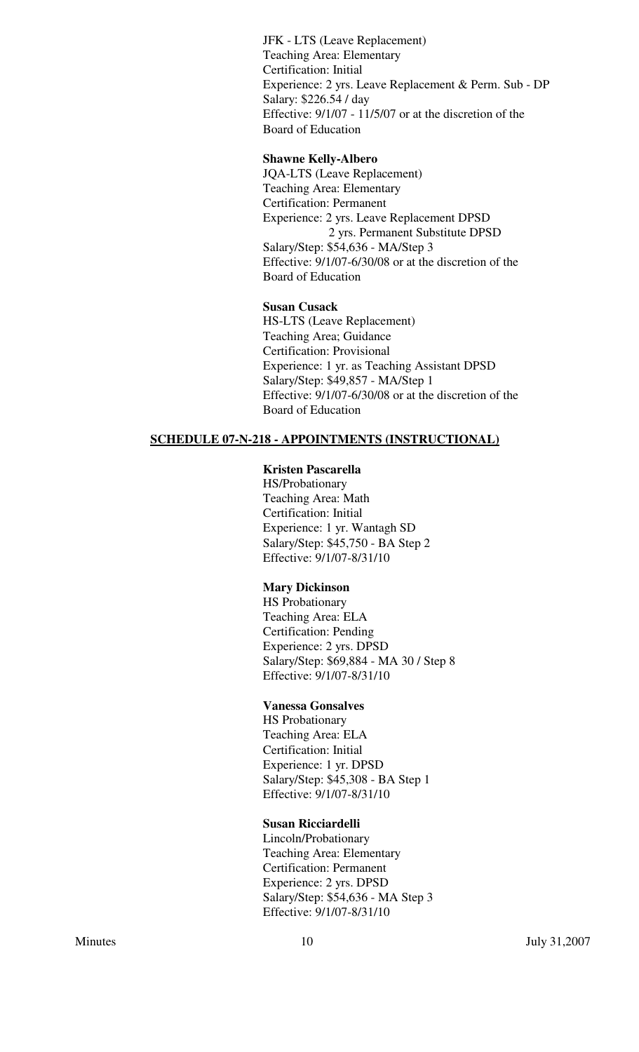JFK - LTS (Leave Replacement)
Teaching Area: Elementary
Certification: Initial
Experience: 2 yrs. Leave Replacement & Perm. Sub - DP
Salary: $226.54 / day
Effective: 9/1/07 - 11/5/07 or at the discretion of the Board of Education

**Shawne Kelly-Albero**
JQA-LTS (Leave Replacement)
Teaching Area: Elementary
Certification: Permanent
Experience: 2 yrs. Leave Replacement DPSD
2 yrs. Permanent Substitute DPSD
Salary/Step: $54,636 - MA/Step 3
Effective: 9/1/07-6/30/08 or at the discretion of the Board of Education

**Susan Cusack**
HS-LTS (Leave Replacement)
Teaching Area; Guidance
Certification: Provisional
Experience: 1 yr. as Teaching Assistant DPSD
Salary/Step: $49,857 - MA/Step 1
Effective: 9/1/07-6/30/08 or at the discretion of the Board of Education

**SCHEDULE 07-N-218 - APPOINTMENTS (INSTRUCTIONAL)**

**Kristen Pascarella**
HS/Probationary
Teaching Area: Math
Certification: Initial
Experience: 1 yr. Wantagh SD
Salary/Step: $45,750 - BA Step 2
Effective: 9/1/07-8/31/10

**Mary Dickinson**
HS Probationary
Teaching Area: ELA
Certification: Pending
Experience: 2 yrs. DPSD
Salary/Step: $69,884 - MA 30 / Step 8
Effective: 9/1/07-8/31/10

**Vanessa Gonsalves**
HS Probationary
Teaching Area: ELA
Certification: Initial
Experience: 1 yr. DPSD
Salary/Step: $45,308 - BA Step 1
Effective: 9/1/07-8/31/10

**Susan Ricciardelli**
Lincoln/Probationary
Teaching Area: Elementary
Certification: Permanent
Experience: 2 yrs. DPSD
Salary/Step: $54,636 - MA Step 3
Effective: 9/1/07-8/31/10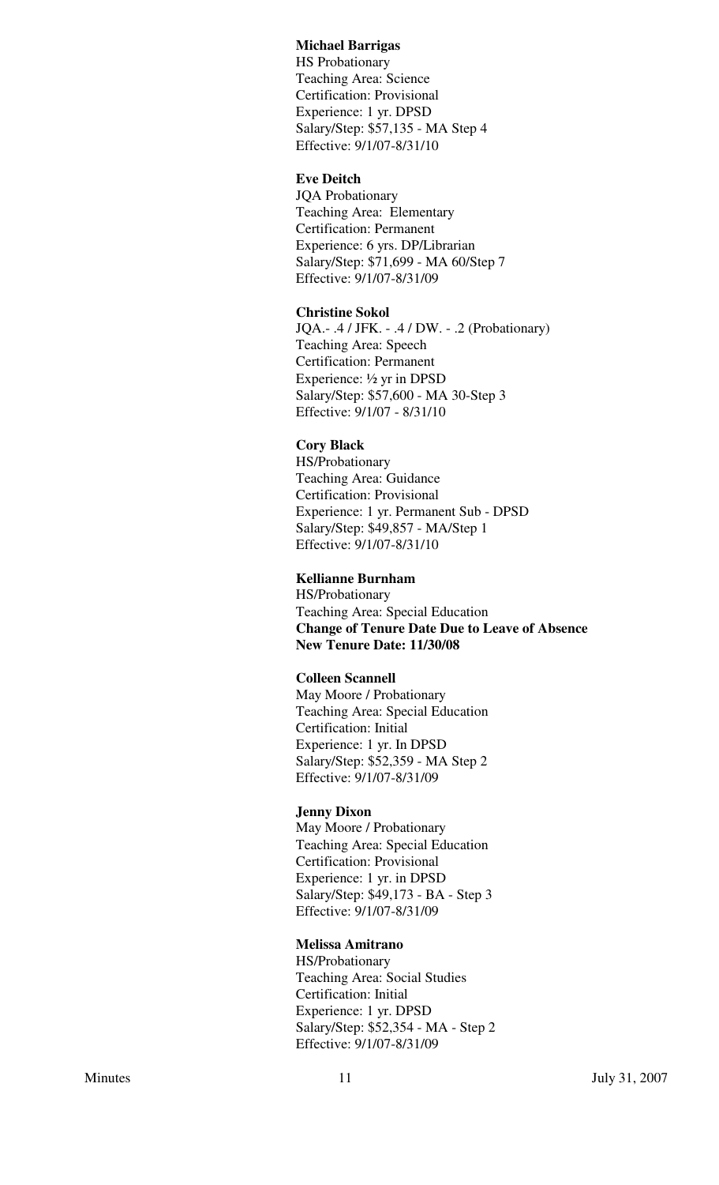**Michael Barrigas**
HS Probationary
Teaching Area: Science
Certification: Provisional
Experience: 1 yr. DPSD
Salary/Step: $57,135 - MA Step 4
Effective: 9/1/07-8/31/10

**Eve Deitch**
JQA Probationary
Teaching Area: Elementary
Certification: Permanent
Experience: 6 yrs. DP/Librarian
Salary/Step: $71,699 - MA 60/Step 7
Effective: 9/1/07-8/31/09

**Christine Sokol**
JQA.- .4 / JFK. - .4 / DW. - .2 (Probationary)
Teaching Area: Speech
Certification: Permanent
Experience: ½ yr in DPSD
Salary/Step: $57,600 - MA 30-Step 3
Effective: 9/1/07 - 8/31/10

**Cory Black**
HS/Probationary
Teaching Area: Guidance
Certification: Provisional
Experience: 1 yr. Permanent Sub - DPSD
Salary/Step: $49,857 - MA/Step 1
Effective: 9/1/07-8/31/10

**Kellianne Burnham**
HS/Probationary
Teaching Area: Special Education
**Change of Tenure Date Due to Leave of Absence**
**New Tenure Date: 11/30/08**

**Colleen Scannell**
May Moore / Probationary
Teaching Area: Special Education
Certification: Initial
Experience: 1 yr. In DPSD
Salary/Step: $52,359 - MA Step 2
Effective: 9/1/07-8/31/09

**Jenny Dixon**
May Moore / Probationary
Teaching Area: Special Education
Certification: Provisional
Experience: 1 yr. in DPSD
Salary/Step: $49,173 - BA - Step 3
Effective: 9/1/07-8/31/09

**Melissa Amitrano**
HS/Probationary
Teaching Area: Social Studies
Certification: Initial
Experience: 1 yr. DPSD
Salary/Step: $52,354 - MA - Step 2
Effective: 9/1/07-8/31/09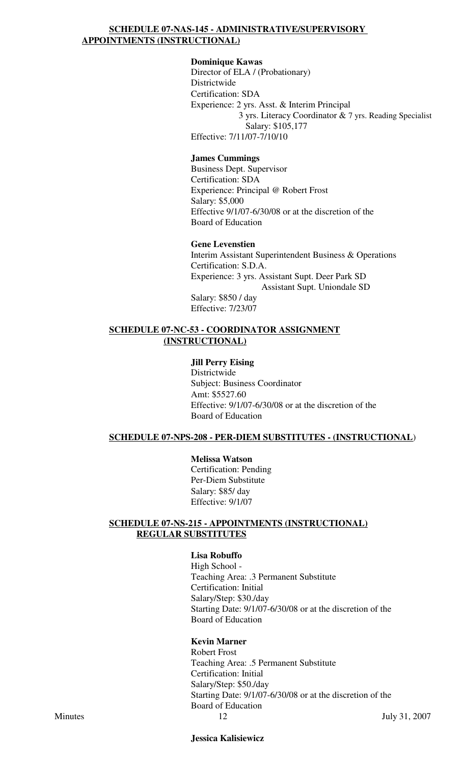**SCHEDULE 07-NAS-145 - ADMINISTRATIVE/SUPERVISORY APPOINTMENTS (INSTRUCTIONAL)**

**Dominique Kawas**
Director of ELA / (Probationary)
Districtwide
Certification: SDA
Experience: 2 yrs. Asst. & Interim Principal
3 yrs. Literacy Coordinator & 7 yrs. Reading Specialist
Salary: $105,177
Effective: 7/11/07-7/10/10

**James Cummings**
Business Dept. Supervisor
Certification: SDA
Experience: Principal @ Robert Frost
Salary: $5,000
Effective 9/1/07-6/30/08 or at the discretion of the Board of Education

**Gene Levenstien**
Interim Assistant Superintendent Business & Operations
Certification: S.D.A.
Experience: 3 yrs. Assistant Supt. Deer Park SD
Assistant Supt. Uniondale SD
Salary: $850 / day
Effective: 7/23/07

**SCHEDULE 07-NC-53 - COORDINATOR ASSIGNMENT (INSTRUCTIONAL)**

**Jill Perry Eising**
Districtwide
Subject: Business Coordinator
Amt: $5527.60
Effective: 9/1/07-6/30/08 or at the discretion of the Board of Education

**SCHEDULE 07-NPS-208 - PER-DIEM SUBSTITUTES - (INSTRUCTIONAL)**

**Melissa Watson**
Certification: Pending
Per-Diem Substitute
Salary: $85/ day
Effective: 9/1/07

**SCHEDULE 07-NS-215 - APPOINTMENTS (INSTRUCTIONAL) REGULAR SUBSTITUTES**

**Lisa Robuffo**
High School -
Teaching Area: .3 Permanent Substitute
Certification: Initial
Salary/Step: $30./day
Starting Date: 9/1/07-6/30/08 or at the discretion of the Board of Education

**Kevin Marner**
Robert Frost
Teaching Area: .5 Permanent Substitute
Certification: Initial
Salary/Step: $50./day
Starting Date: 9/1/07-6/30/08 or at the discretion of the Board of Education

**Jessica Kalisiewicz**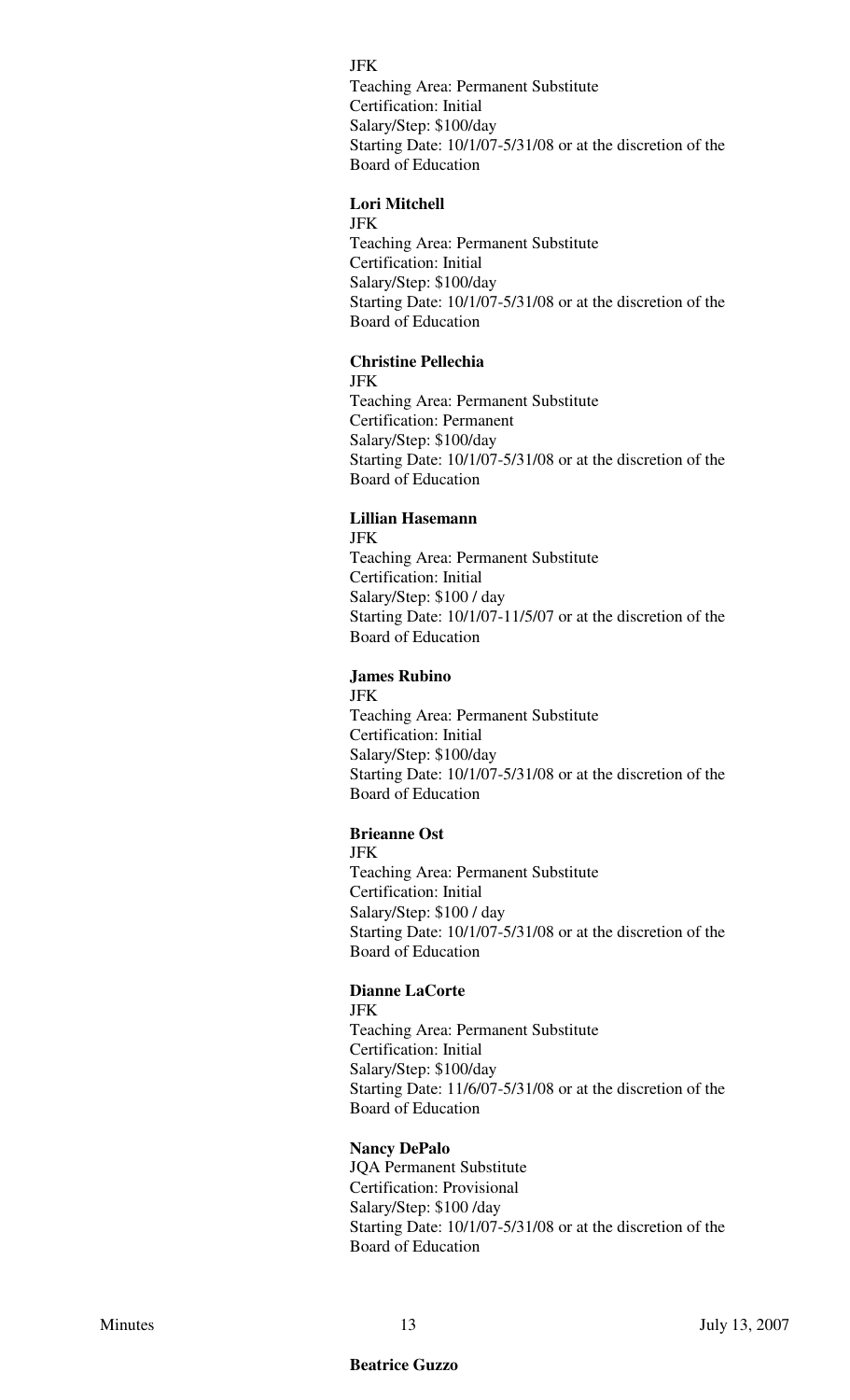JFK
Teaching Area: Permanent Substitute
Certification: Initial
Salary/Step: $100/day
Starting Date: 10/1/07-5/31/08 or at the discretion of the Board of Education

**Lori Mitchell**
JFK
Teaching Area: Permanent Substitute
Certification: Initial
Salary/Step: $100/day
Starting Date: 10/1/07-5/31/08 or at the discretion of the Board of Education

**Christine Pellechia**
JFK
Teaching Area: Permanent Substitute
Certification: Permanent
Salary/Step: $100/day
Starting Date: 10/1/07-5/31/08 or at the discretion of the Board of Education

**Lillian Hasemann**
JFK
Teaching Area: Permanent Substitute
Certification: Initial
Salary/Step: $100 / day
Starting Date: 10/1/07-11/5/07 or at the discretion of the Board of Education

**James Rubino**
JFK
Teaching Area: Permanent Substitute
Certification: Initial
Salary/Step: $100/day
Starting Date: 10/1/07-5/31/08 or at the discretion of the Board of Education

**Brieanne Ost**
JFK
Teaching Area: Permanent Substitute
Certification: Initial
Salary/Step: $100 / day
Starting Date: 10/1/07-5/31/08 or at the discretion of the Board of Education

**Dianne LaCorte**
JFK
Teaching Area: Permanent Substitute
Certification: Initial
Salary/Step: $100/day
Starting Date: 11/6/07-5/31/08 or at the discretion of the Board of Education

**Nancy DePalo**
JQA Permanent Substitute
Certification: Provisional
Salary/Step: $100 /day
Starting Date: 10/1/07-5/31/08 or at the discretion of the Board of Education

**Beatrice Guzzo**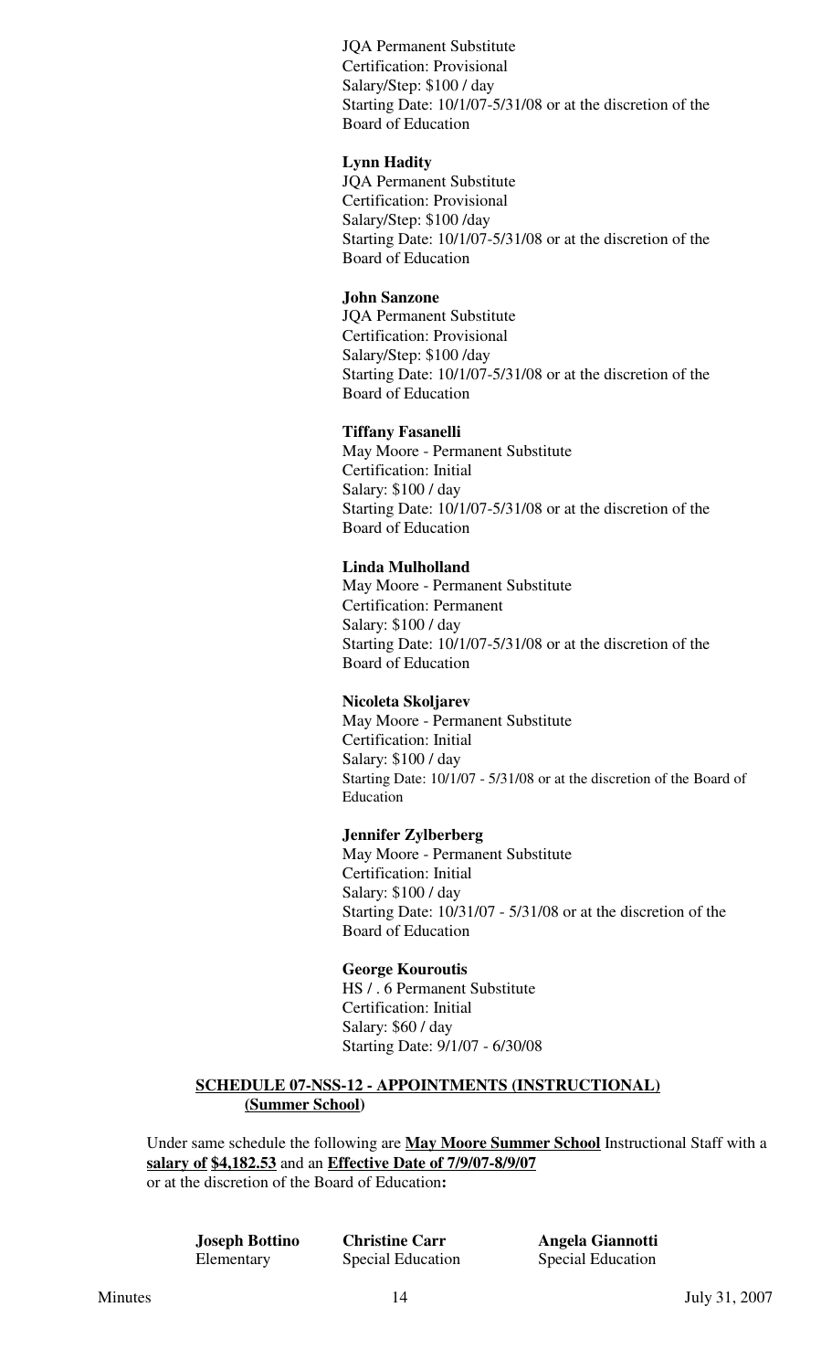JQA Permanent Substitute
Certification: Provisional
Salary/Step: $100 / day
Starting Date: 10/1/07-5/31/08 or at the discretion of the Board of Education

**Lynn Hadity**
JQA Permanent Substitute
Certification: Provisional
Salary/Step: $100 /day
Starting Date: 10/1/07-5/31/08 or at the discretion of the Board of Education

**John Sanzone**
JQA Permanent Substitute
Certification: Provisional
Salary/Step: $100 /day
Starting Date: 10/1/07-5/31/08 or at the discretion of the Board of Education

**Tiffany Fasanelli**
May Moore - Permanent Substitute
Certification: Initial
Salary: $100 / day
Starting Date: 10/1/07-5/31/08 or at the discretion of the Board of Education

**Linda Mulholland**
May Moore - Permanent Substitute
Certification: Permanent
Salary: $100 / day
Starting Date: 10/1/07-5/31/08 or at the discretion of the Board of Education

**Nicoleta Skoljarev**
May Moore - Permanent Substitute
Certification: Initial
Salary: $100 / day
Starting Date: 10/1/07 - 5/31/08 or at the discretion of the Board of Education

**Jennifer Zylberberg**
May Moore - Permanent Substitute
Certification: Initial
Salary: $100 / day
Starting Date: 10/31/07 - 5/31/08 or at the discretion of the Board of Education

**George Kouroutis**
HS / . 6 Permanent Substitute
Certification: Initial
Salary: $60 / day
Starting Date: 9/1/07 - 6/30/08

**SCHEDULE 07-NSS-12 - APPOINTMENTS (INSTRUCTIONAL) (Summer School)**

Under same schedule the following are **May Moore Summer School** Instructional Staff with a **salary of $4,182.53** and an **Effective Date of 7/9/07-8/9/07** or at the discretion of the Board of Education**:**

| **Joseph Bottino** | **Christine Carr** | **Angela Giannotti** |
| --- | --- | --- |
| Elementary | Special Education | Special Education |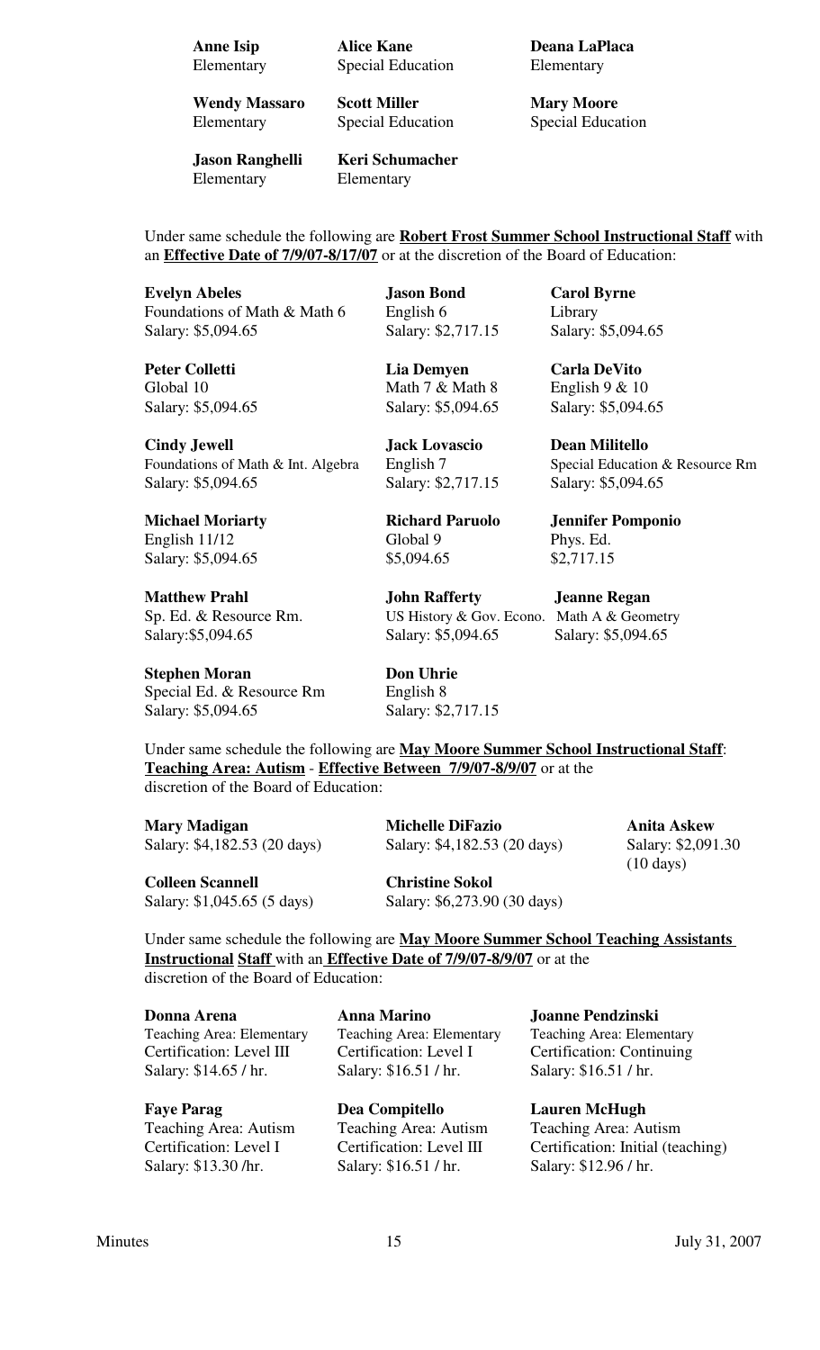**Anne Isip**
Elementary

**Alice Kane**
Special Education

**Deana LaPlaca**
Elementary

**Wendy Massaro**
Elementary

**Scott Miller**
Special Education

**Mary Moore**
Special Education

**Jason Ranghelli**
Elementary

**Keri Schumacher**
Elementary

Under same schedule the following are **Robert Frost Summer School Instructional Staff** with an **Effective Date of 7/9/07-8/17/07** or at the discretion of the Board of Education:

**Evelyn Abeles**
Foundations of Math & Math 6
Salary: $5,094.65

**Jason Bond**
English 6
Salary: $2,717.15

**Carol Byrne**
Library
Salary: $5,094.65

**Peter Colletti**
Global 10
Salary: $5,094.65

**Lia Demyen**
Math 7 & Math 8
Salary: $5,094.65

**Carla DeVito**
English 9 & 10
Salary: $5,094.65

**Cindy Jewell**
Foundations of Math & Int. Algebra
Salary: $5,094.65

**Jack Lovascio**
English 7
Salary: $2,717.15

**Dean Militello**
Special Education & Resource Rm
Salary: $5,094.65

**Michael Moriarty**
English 11/12
Salary: $5,094.65

**Richard Paruolo**
Global 9
$5,094.65

**Jennifer Pomponio**
Phys. Ed.
$2,717.15

**Matthew Prahl**
Sp. Ed. & Resource Rm.
Salary:$5,094.65

**John Rafferty**
US History & Gov. Econo.
Salary: $5,094.65

**Jeanne Regan**
Math A & Geometry
Salary: $5,094.65

**Stephen Moran**
Special Ed. & Resource Rm
Salary: $5,094.65

**Don Uhrie**
English 8
Salary: $2,717.15

Under same schedule the following are **May Moore Summer School Instructional Staff**: **Teaching Area: Autism** - **Effective Between 7/9/07-8/9/07** or at the discretion of the Board of Education:

**Mary Madigan**
Salary: $4,182.53 (20 days)

**Michelle DiFazio**
Salary: $4,182.53 (20 days)

**Anita Askew**
Salary: $2,091.30 (10 days)

**Colleen Scannell**
Salary: $1,045.65 (5 days)

**Christine Sokol**
Salary: $6,273.90 (30 days)

Under same schedule the following are **May Moore Summer School Teaching Assistants Instructional Staff** with an **Effective Date of 7/9/07-8/9/07** or at the discretion of the Board of Education:

**Donna Arena**
Teaching Area: Elementary
Certification: Level III
Salary: $14.65 / hr.

**Anna Marino**
Teaching Area: Elementary
Certification: Level I
Salary: $16.51 / hr.

**Joanne Pendzinski**
Teaching Area: Elementary
Certification: Continuing
Salary: $16.51 / hr.

**Faye Parag**
Teaching Area: Autism
Certification: Level I
Salary: $13.30 /hr.

**Dea Compitello**
Teaching Area: Autism
Certification: Level III
Salary: $16.51 / hr.

**Lauren McHugh**
Teaching Area: Autism
Certification: Initial (teaching)
Salary: $12.96 / hr.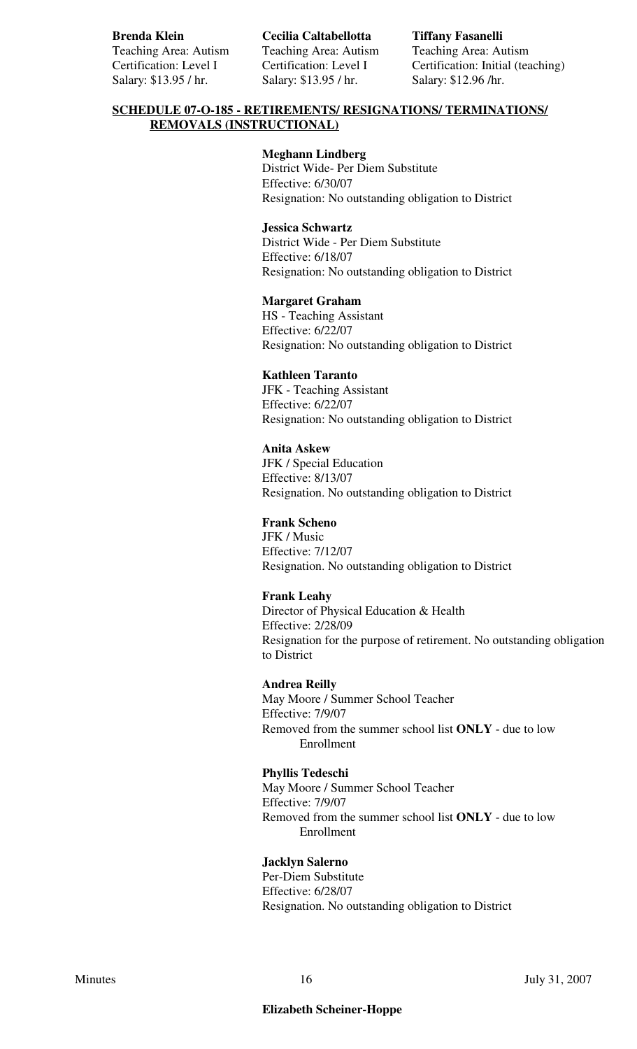| **Brenda Klein** | **Cecilia Caltabellotta** | **Tiffany Fasanelli** |
|---|---|---|
| Teaching Area: Autism | Teaching Area: Autism | Teaching Area: Autism |
| Certification: Level I | Certification: Level I | Certification: Initial (teaching) |
| Salary: $13.95 / hr. | Salary: $13.95 / hr. | Salary: $12.96 /hr. |

**SCHEDULE 07-O-185 - RETIREMENTS/ RESIGNATIONS/ TERMINATIONS/ REMOVALS (INSTRUCTIONAL)**

**Meghann Lindberg**
District Wide- Per Diem Substitute
Effective: 6/30/07
Resignation: No outstanding obligation to District

**Jessica Schwartz**
District Wide - Per Diem Substitute
Effective: 6/18/07
Resignation: No outstanding obligation to District

**Margaret Graham**
HS - Teaching Assistant
Effective: 6/22/07
Resignation: No outstanding obligation to District

**Kathleen Taranto**
JFK - Teaching Assistant
Effective: 6/22/07
Resignation: No outstanding obligation to District

**Anita Askew**
JFK / Special Education
Effective: 8/13/07
Resignation. No outstanding obligation to District

**Frank Scheno**
JFK / Music
Effective: 7/12/07
Resignation. No outstanding obligation to District

**Frank Leahy**
Director of Physical Education & Health
Effective: 2/28/09
Resignation for the purpose of retirement. No outstanding obligation to District

**Andrea Reilly**
May Moore / Summer School Teacher
Effective: 7/9/07
Removed from the summer school list **ONLY** - due to low Enrollment

**Phyllis Tedeschi**
May Moore / Summer School Teacher
Effective: 7/9/07
Removed from the summer school list **ONLY** - due to low Enrollment

**Jacklyn Salerno**
Per-Diem Substitute
Effective: 6/28/07
Resignation. No outstanding obligation to District

**Elizabeth Scheiner-Hoppe**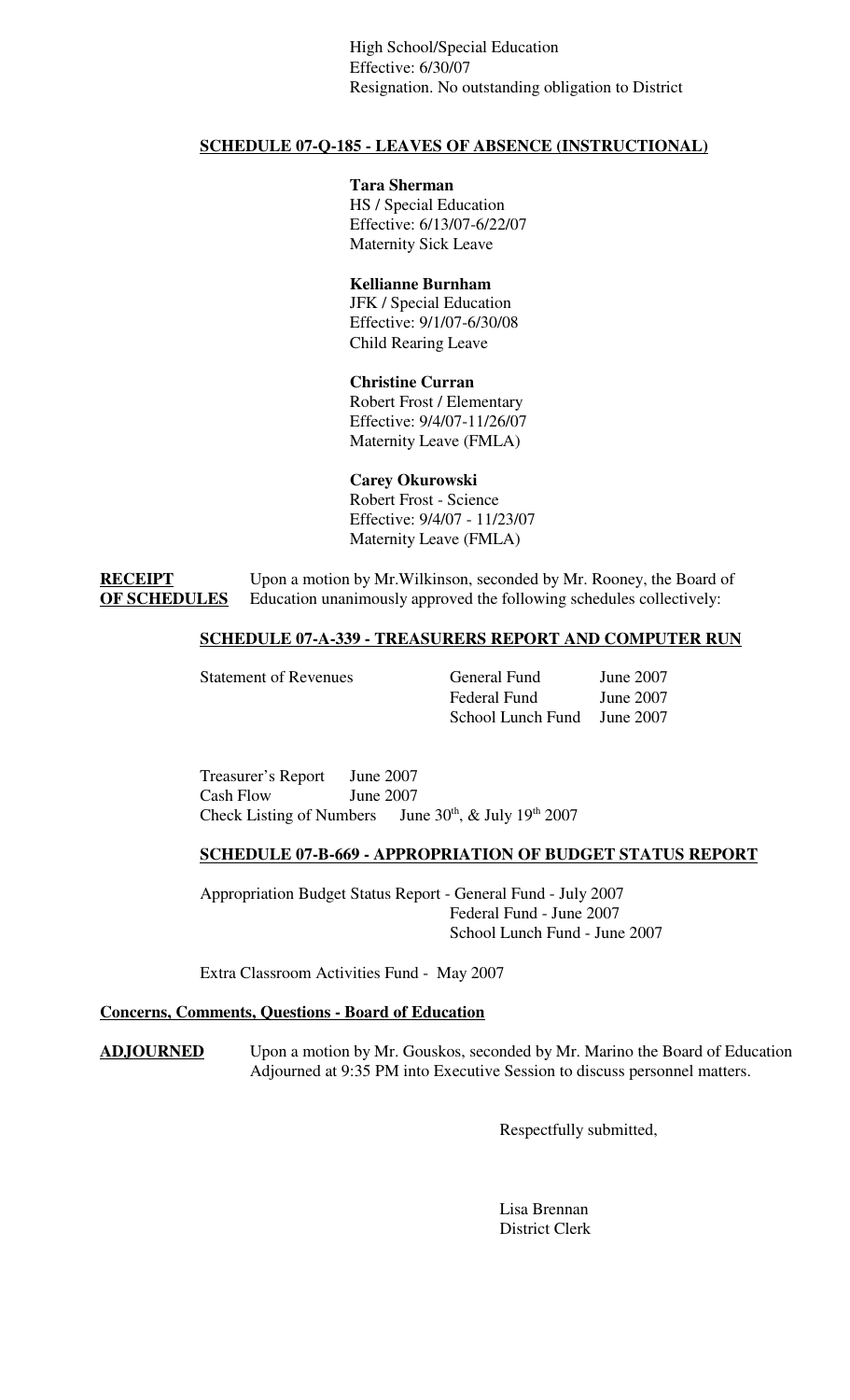High School/Special Education
Effective: 6/30/07
Resignation. No outstanding obligation to District

**SCHEDULE 07-Q-185 - LEAVES OF ABSENCE (INSTRUCTIONAL)**

**Tara Sherman**
HS / Special Education
Effective: 6/13/07-6/22/07
Maternity Sick Leave

**Kellianne Burnham**
JFK / Special Education
Effective: 9/1/07-6/30/08
Child Rearing Leave

**Christine Curran**
Robert Frost / Elementary
Effective: 9/4/07-11/26/07
Maternity Leave (FMLA)

**Carey Okurowski**
Robert Frost - Science
Effective: 9/4/07 - 11/23/07
Maternity Leave (FMLA)

**RECEIPT OF SCHEDULES** Upon a motion by Mr.Wilkinson, seconded by Mr. Rooney, the Board of Education unanimously approved the following schedules collectively:

**SCHEDULE 07-A-339 - TREASURERS REPORT AND COMPUTER RUN**

| | | |
|---|---|---|
| Statement of Revenues | General Fund | June 2007 |
| | Federal Fund | June 2007 |
| | School Lunch Fund | June 2007 |

Treasurer's Report June 2007
Cash Flow June 2007
Check Listing of Numbers June 30th, & July 19th 2007

**SCHEDULE 07-B-669 - APPROPRIATION OF BUDGET STATUS REPORT**

Appropriation Budget Status Report - General Fund - July 2007
Federal Fund - June 2007
School Lunch Fund - June 2007

Extra Classroom Activities Fund - May 2007

**Concerns, Comments, Questions - Board of Education**

**ADJOURNED** Upon a motion by Mr. Gouskos, seconded by Mr. Marino the Board of Education Adjourned at 9:35 PM into Executive Session to discuss personnel matters.

Respectfully submitted,

Lisa Brennan
District Clerk